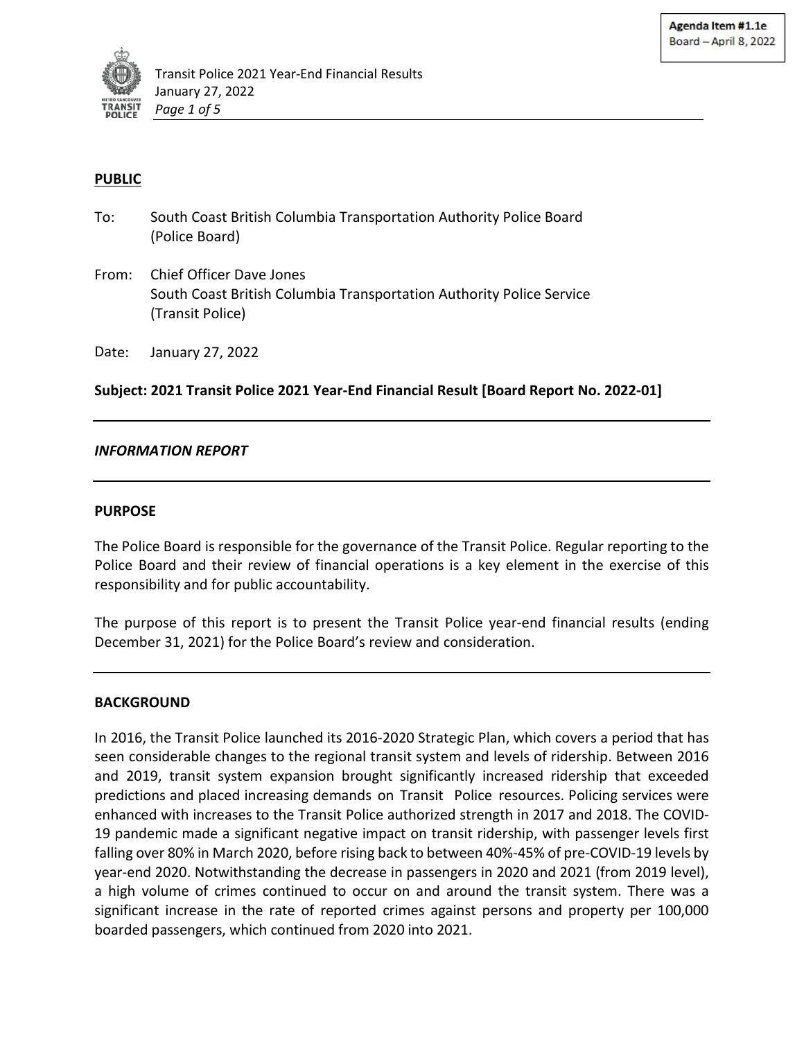**PUBLIC**

To: South Coast British Columbia Transportation Authority Police Board (Police Board)

From: Chief Officer Dave Jones
South Coast British Columbia Transportation Authority Police Service (Transit Police)

Date: January 27, 2022

**Subject: 2021 Transit Police 2021 Year-End Financial Result [Board Report No. 2022-01]**

---

***INFORMATION REPORT***

---

**PURPOSE**

The Police Board is responsible for the governance of the Transit Police. Regular reporting to the Police Board and their review of financial operations is a key element in the exercise of this responsibility and for public accountability.

The purpose of this report is to present the Transit Police year-end financial results (ending December 31, 2021) for the Police Board's review and consideration.

---

**BACKGROUND**

In 2016, the Transit Police launched its 2016-2020 Strategic Plan, which covers a period that has seen considerable changes to the regional transit system and levels of ridership. Between 2016 and 2019, transit system expansion brought significantly increased ridership that exceeded predictions and placed increasing demands on Transit Police resources. Policing services were enhanced with increases to the Transit Police authorized strength in 2017 and 2018. The COVID-19 pandemic made a significant negative impact on transit ridership, with passenger levels first falling over 80% in March 2020, before rising back to between 40%-45% of pre-COVID-19 levels by year-end 2020. Notwithstanding the decrease in passengers in 2020 and 2021 (from 2019 level), a high volume of crimes continued to occur on and around the transit system. There was a significant increase in the rate of reported crimes against persons and property per 100,000 boarded passengers, which continued from 2020 into 2021.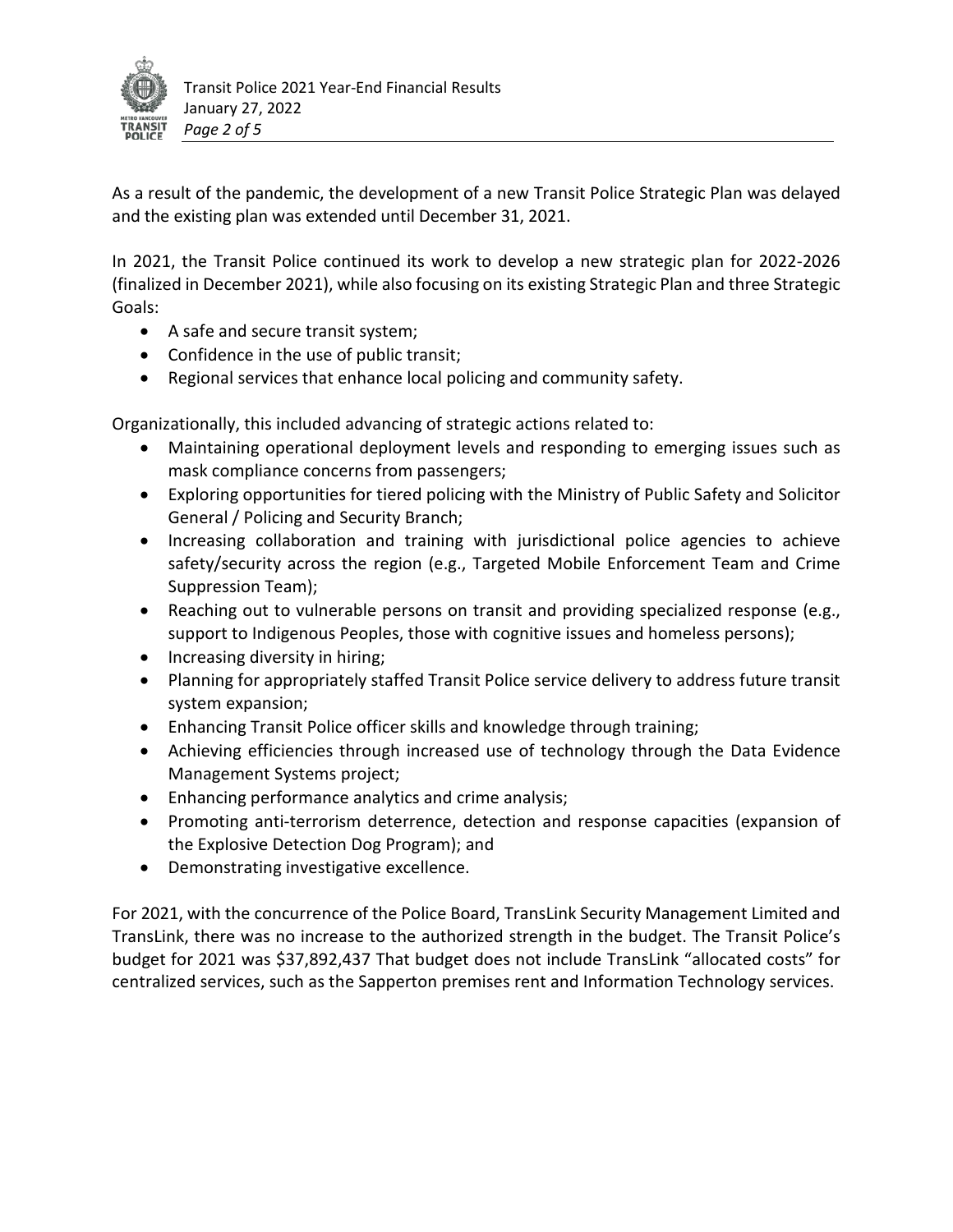As a result of the pandemic, the development of a new Transit Police Strategic Plan was delayed and the existing plan was extended until December 31, 2021.

In 2021, the Transit Police continued its work to develop a new strategic plan for 2022-2026 (finalized in December 2021), while also focusing on its existing Strategic Plan and three Strategic Goals:

- A safe and secure transit system;
- Confidence in the use of public transit;
- Regional services that enhance local policing and community safety.

Organizationally, this included advancing of strategic actions related to:

- Maintaining operational deployment levels and responding to emerging issues such as mask compliance concerns from passengers;
- Exploring opportunities for tiered policing with the Ministry of Public Safety and Solicitor General / Policing and Security Branch;
- Increasing collaboration and training with jurisdictional police agencies to achieve safety/security across the region (e.g., Targeted Mobile Enforcement Team and Crime Suppression Team);
- Reaching out to vulnerable persons on transit and providing specialized response (e.g., support to Indigenous Peoples, those with cognitive issues and homeless persons);
- Increasing diversity in hiring;
- Planning for appropriately staffed Transit Police service delivery to address future transit system expansion;
- Enhancing Transit Police officer skills and knowledge through training;
- Achieving efficiencies through increased use of technology through the Data Evidence Management Systems project;
- Enhancing performance analytics and crime analysis;
- Promoting anti-terrorism deterrence, detection and response capacities (expansion of the Explosive Detection Dog Program); and
- Demonstrating investigative excellence.

For 2021, with the concurrence of the Police Board, TransLink Security Management Limited and TransLink, there was no increase to the authorized strength in the budget. The Transit Police's budget for 2021 was $37,892,437 That budget does not include TransLink "allocated costs" for centralized services, such as the Sapperton premises rent and Information Technology services.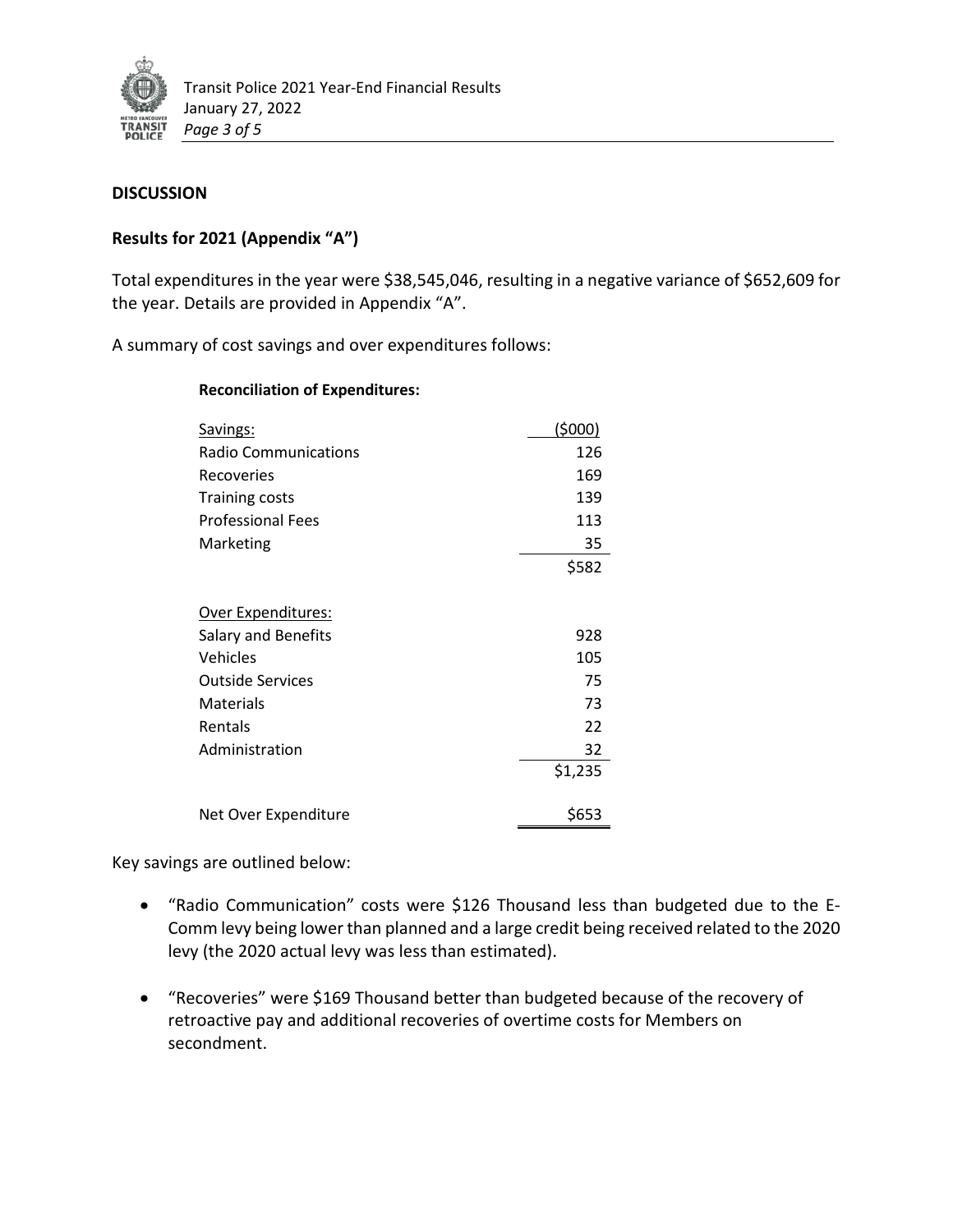**DISCUSSION**

**Results for 2021 (Appendix "A")**

Total expenditures in the year were $38,545,046, resulting in a negative variance of $652,609 for the year. Details are provided in Appendix "A".

A summary of cost savings and over expenditures follows:

**Reconciliation of Expenditures:**

| | |
|---|---|
| Savings: | ($000) |
| Radio Communications | 126 |
| Recoveries | 169 |
| Training costs | 139 |
| Professional Fees | 113 |
| Marketing | 35 |
| | $582 |
| | |
| Over Expenditures: | |
| Salary and Benefits | 928 |
| Vehicles | 105 |
| Outside Services | 75 |
| Materials | 73 |
| Rentals | 22 |
| Administration | 32 |
| | $1,235 |
| | |
| Net Over Expenditure | $653 |

Key savings are outlined below:

- "Radio Communication" costs were $126 Thousand less than budgeted due to the E-Comm levy being lower than planned and a large credit being received related to the 2020 levy (the 2020 actual levy was less than estimated).
- "Recoveries" were $169 Thousand better than budgeted because of the recovery of retroactive pay and additional recoveries of overtime costs for Members on secondment.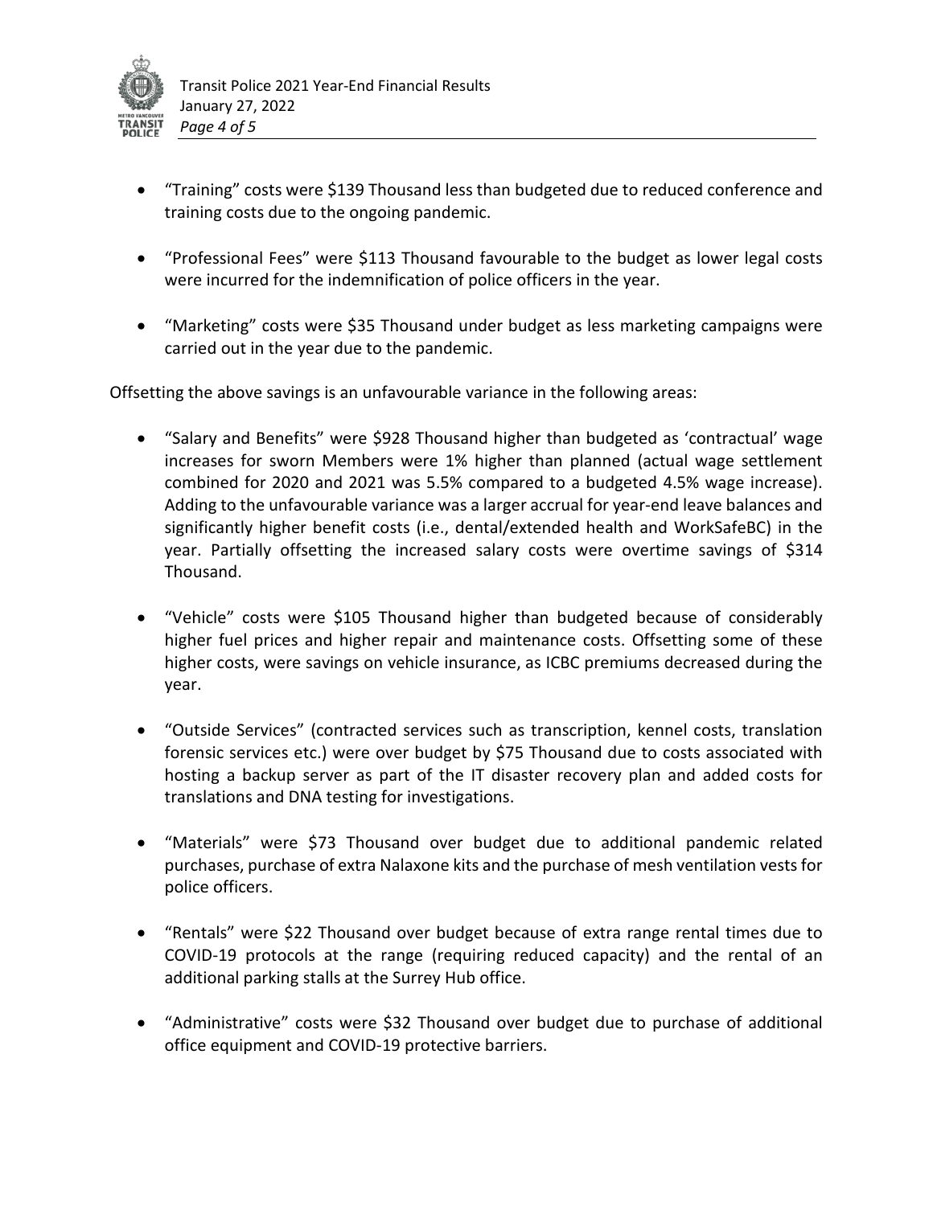- "Training" costs were $139 Thousand less than budgeted due to reduced conference and training costs due to the ongoing pandemic.

- "Professional Fees" were $113 Thousand favourable to the budget as lower legal costs were incurred for the indemnification of police officers in the year.

- "Marketing" costs were $35 Thousand under budget as less marketing campaigns were carried out in the year due to the pandemic.

Offsetting the above savings is an unfavourable variance in the following areas:

- "Salary and Benefits" were $928 Thousand higher than budgeted as 'contractual' wage increases for sworn Members were 1% higher than planned (actual wage settlement combined for 2020 and 2021 was 5.5% compared to a budgeted 4.5% wage increase). Adding to the unfavourable variance was a larger accrual for year-end leave balances and significantly higher benefit costs (i.e., dental/extended health and WorkSafeBC) in the year. Partially offsetting the increased salary costs were overtime savings of $314 Thousand.

- "Vehicle" costs were $105 Thousand higher than budgeted because of considerably higher fuel prices and higher repair and maintenance costs. Offsetting some of these higher costs, were savings on vehicle insurance, as ICBC premiums decreased during the year.

- "Outside Services" (contracted services such as transcription, kennel costs, translation forensic services etc.) were over budget by $75 Thousand due to costs associated with hosting a backup server as part of the IT disaster recovery plan and added costs for translations and DNA testing for investigations.

- "Materials" were $73 Thousand over budget due to additional pandemic related purchases, purchase of extra Nalaxone kits and the purchase of mesh ventilation vests for police officers.

- "Rentals" were $22 Thousand over budget because of extra range rental times due to COVID-19 protocols at the range (requiring reduced capacity) and the rental of an additional parking stalls at the Surrey Hub office.

- "Administrative" costs were $32 Thousand over budget due to purchase of additional office equipment and COVID-19 protective barriers.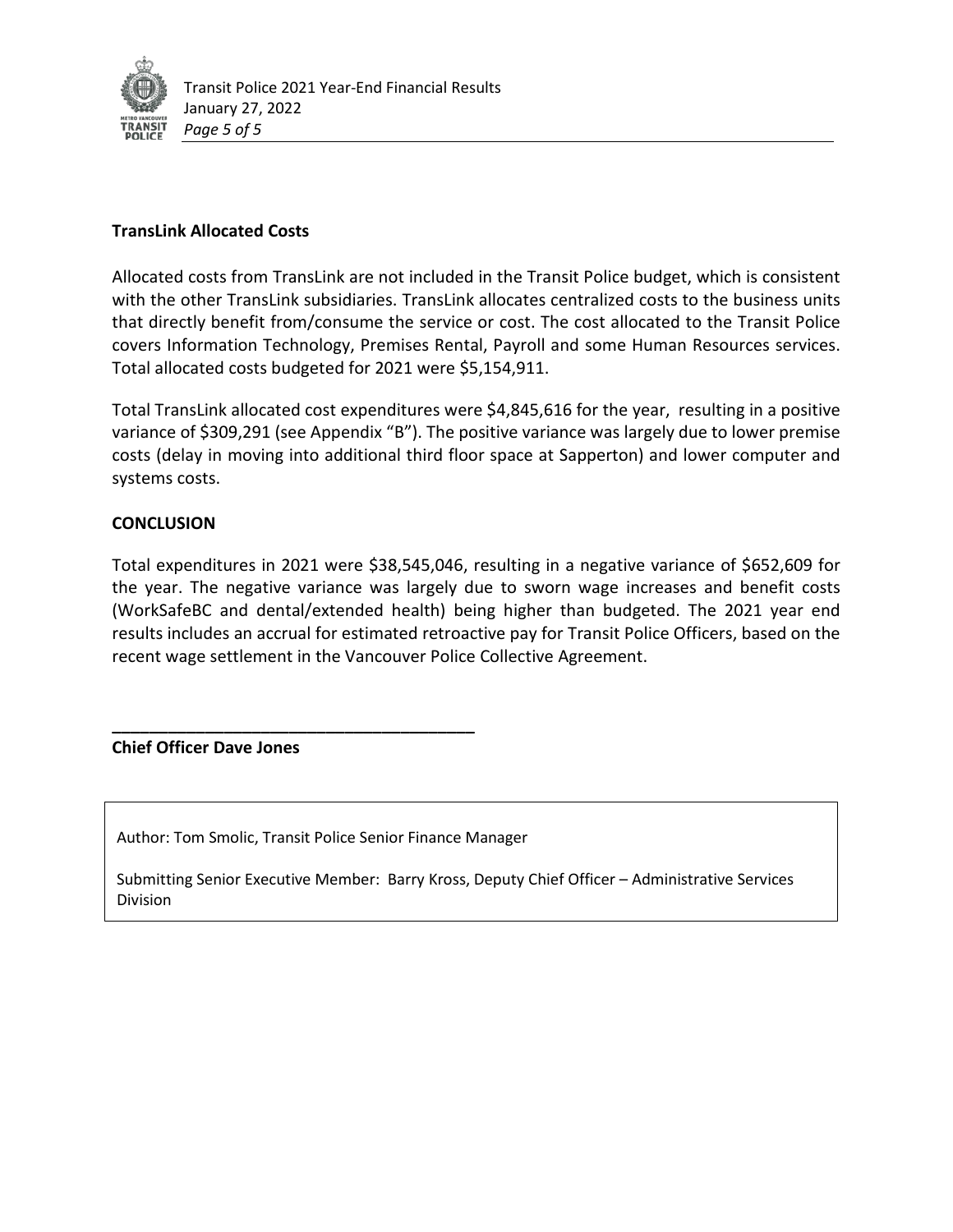**TransLink Allocated Costs**

Allocated costs from TransLink are not included in the Transit Police budget, which is consistent with the other TransLink subsidiaries. TransLink allocates centralized costs to the business units that directly benefit from/consume the service or cost. The cost allocated to the Transit Police covers Information Technology, Premises Rental, Payroll and some Human Resources services. Total allocated costs budgeted for 2021 were $5,154,911.

Total TransLink allocated cost expenditures were $4,845,616 for the year, resulting in a positive variance of $309,291 (see Appendix "B"). The positive variance was largely due to lower premise costs (delay in moving into additional third floor space at Sapperton) and lower computer and systems costs.

**CONCLUSION**

Total expenditures in 2021 were $38,545,046, resulting in a negative variance of $652,609 for the year. The negative variance was largely due to sworn wage increases and benefit costs (WorkSafeBC and dental/extended health) being higher than budgeted. The 2021 year end results includes an accrual for estimated retroactive pay for Transit Police Officers, based on the recent wage settlement in the Vancouver Police Collective Agreement.

\_\_\_\_\_\_\_\_\_\_\_\_\_\_\_\_\_\_\_\_\_\_\_\_\_\_\_\_\_\_\_\_\_\_\_\_\_\_\_\_

**Chief Officer Dave Jones**

Author: Tom Smolic, Transit Police Senior Finance Manager

Submitting Senior Executive Member: Barry Kross, Deputy Chief Officer – Administrative Services Division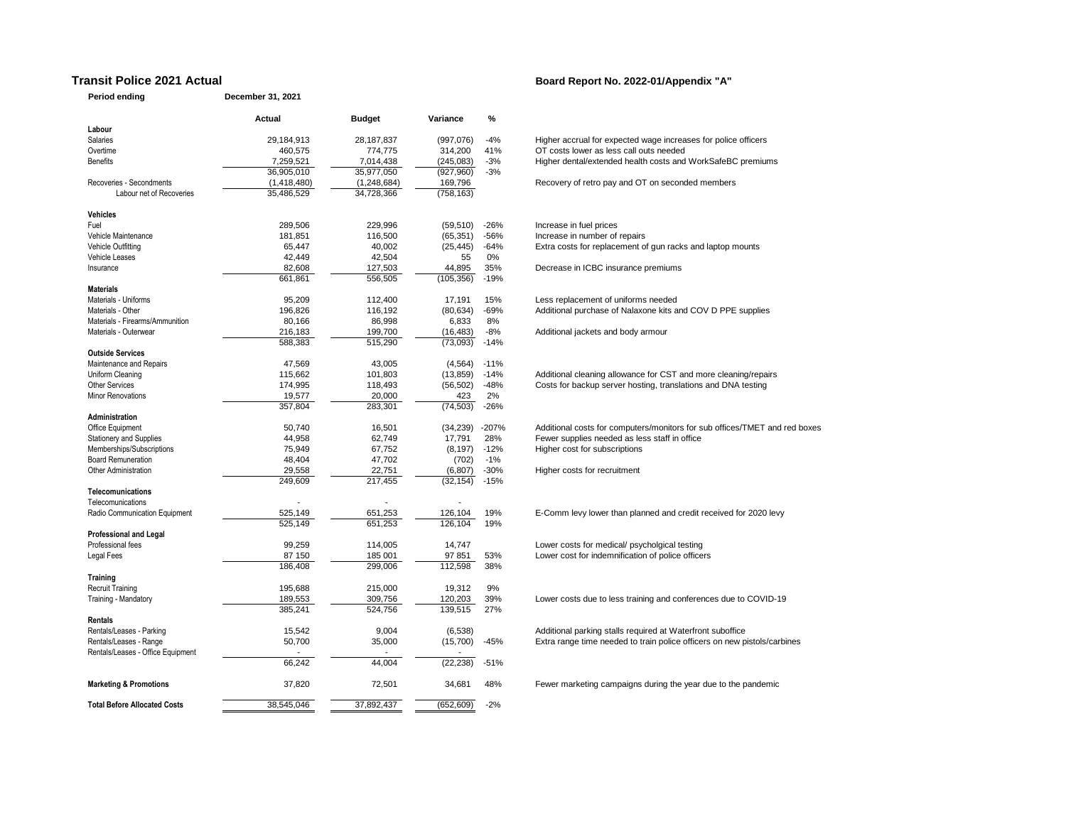# Transit Police 2021 Actual

**Board Report No. 2022-01/Appendix "A"**

**Period ending** December 31, 2021

| | Actual | Budget | Variance | % | |
|---|---|---|---|---|---|
| **Labour** | | | | | |
| Salaries | 29,184,913 | 28,187,837 | (997,076) | -4% | Higher accrual for expected wage increases for police officers |
| Overtime | 460,575 | 774,775 | 314,200 | 41% | OT costs lower as less call outs needed |
| Benefits | 7,259,521 | 7,014,438 | (245,083) | -3% | Higher dental/extended health costs and WorkSafeBC premiums |
| | 36,905,010 | 35,977,050 | (927,960) | -3% | |
| Recoveries - Secondments | (1,418,480) | (1,248,684) | 169,796 | | Recovery of retro pay and OT on seconded members |
| Labour net of Recoveries | 35,486,529 | 34,728,366 | (758,163) | | |
| **Vehicles** | | | | | |
| Fuel | 289,506 | 229,996 | (59,510) | -26% | Increase in fuel prices |
| Vehicle Maintenance | 181,851 | 116,500 | (65,351) | -56% | Increase in number of repairs |
| Vehicle Outfitting | 65,447 | 40,002 | (25,445) | -64% | Extra costs for replacement of gun racks and laptop mounts |
| Vehicle Leases | 42,449 | 42,504 | 55 | 0% | |
| Insurance | 82,608 | 127,503 | 44,895 | 35% | Decrease in ICBC insurance premiums |
| | 661,861 | 556,505 | (105,356) | -19% | |
| **Materials** | | | | | |
| Materials - Uniforms | 95,209 | 112,400 | 17,191 | 15% | Less replacement of uniforms needed |
| Materials - Other | 196,826 | 116,192 | (80,634) | -69% | Additional purchase of Nalaxone kits and COV D PPE supplies |
| Materials - Firearms/Ammunition | 80,166 | 86,998 | 6,833 | 8% | |
| Materials - Outerwear | 216,183 | 199,700 | (16,483) | -8% | Additional jackets and body armour |
| | 588,383 | 515,290 | (73,093) | -14% | |
| **Outside Services** | | | | | |
| Maintenance and Repairs | 47,569 | 43,005 | (4,564) | -11% | |
| Uniform Cleaning | 115,662 | 101,803 | (13,859) | -14% | Additional cleaning allowance for CST and more cleaning/repairs |
| Other Services | 174,995 | 118,493 | (56,502) | -48% | Costs for backup server hosting, translations and DNA testing |
| Minor Renovations | 19,577 | 20,000 | 423 | 2% | |
| | 357,804 | 283,301 | (74,503) | -26% | |
| **Administration** | | | | | |
| Office Equipment | 50,740 | 16,501 | (34,239) | -207% | Additional costs for computers/monitors for sub offices/TMET and red boxes |
| Stationery and Supplies | 44,958 | 62,749 | 17,791 | 28% | Fewer supplies needed as less staff in office |
| Memberships/Subscriptions | 75,949 | 67,752 | (8,197) | -12% | Higher cost for subscriptions |
| Board Remuneration | 48,404 | 47,702 | (702) | -1% | |
| Other Administration | 29,558 | 22,751 | (6,807) | -30% | Higher costs for recruitment |
| | 249,609 | 217,455 | (32,154) | -15% | |
| **Telecomunications** | | | | | |
| Telecommunications | - | - | - | | |
| Radio Communication Equipment | 525,149 | 651,253 | 126,104 | 19% | E-Comm levy lower than planned and credit received for 2020 levy |
| | 525,149 | 651,253 | 126,104 | 19% | |
| **Professional and Legal** | | | | | |
| Professional fees | 99,259 | 114,005 | 14,747 | | Lower costs for medical/ psycholgical testing |
| Legal Fees | 87 150 | 185 001 | 97 851 | 53% | Lower cost for indemnification of police officers |
| | 186,408 | 299,006 | 112,598 | 38% | |
| **Training** | | | | | |
| Recruit Training | 195,688 | 215,000 | 19,312 | 9% | |
| Training - Mandatory | 189,553 | 309,756 | 120,203 | 39% | Lower costs due to less training and conferences due to COVID-19 |
| | 385,241 | 524,756 | 139,515 | 27% | |
| **Rentals** | | | | | |
| Rentals/Leases - Parking | 15,542 | 9,004 | (6,538) | | Additional parking stalls required at Waterfront suboffice |
| Rentals/Leases - Range | 50,700 | 35,000 | (15,700) | -45% | Extra range time needed to train police officers on new pistols/carbines |
| Rentals/Leases - Office Equipment | - | - | - | | |
| | 66,242 | 44,004 | (22,238) | -51% | |
| **Marketing & Promotions** | 37,820 | 72,501 | 34,681 | 48% | Fewer marketing campaigns during the year due to the pandemic |
| **Total Before Allocated Costs** | 38,545,046 | 37,892,437 | (652,609) | -2% | |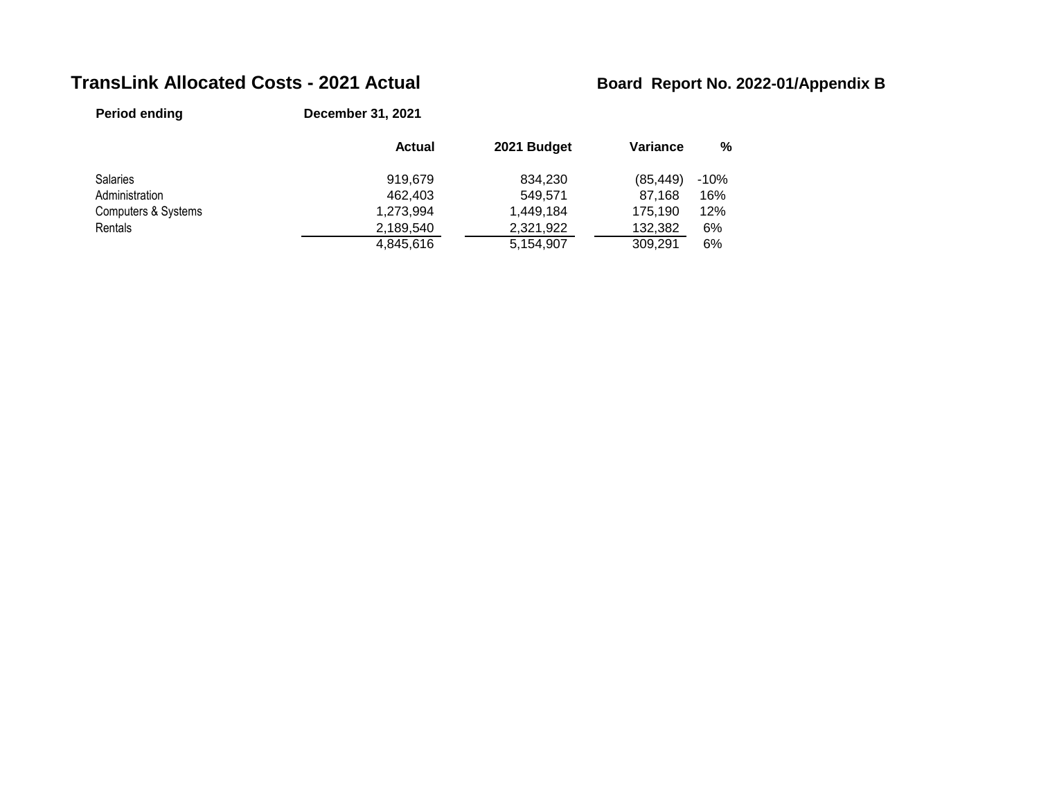## TransLink Allocated Costs - 2021 Actual

**Board Report No. 2022-01/Appendix B**

**Period ending** **December 31, 2021**

| | Actual | 2021 Budget | Variance | % |
|---|---|---|---|---|
| Salaries | 919,679 | 834,230 | (85,449) | -10% |
| Administration | 462,403 | 549,571 | 87,168 | 16% |
| Computers & Systems | 1,273,994 | 1,449,184 | 175,190 | 12% |
| Rentals | 2,189,540 | 2,321,922 | 132,382 | 6% |
| | 4,845,616 | 5,154,907 | 309,291 | 6% |